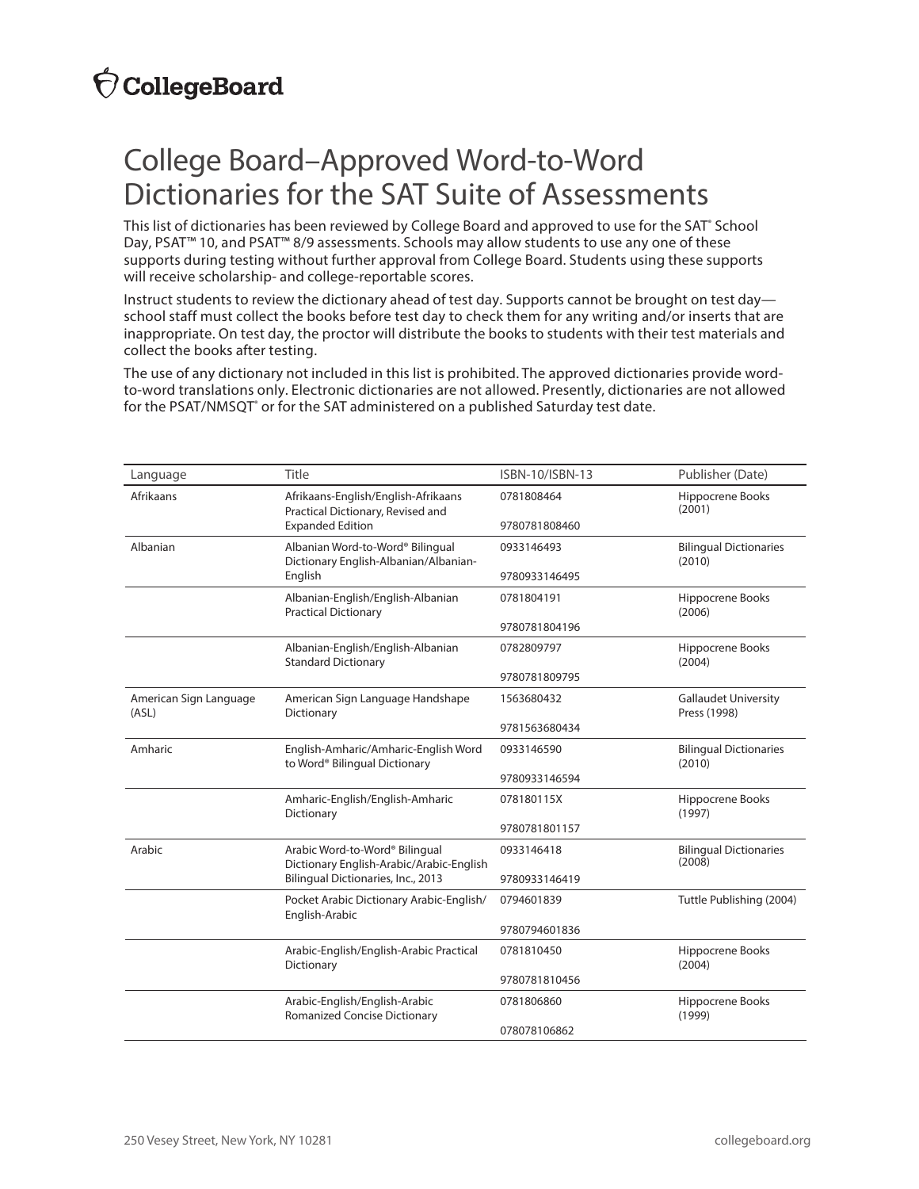# College Board–Approved Word-to-Word Dictionaries for the SAT Suite of Assessments

This list of dictionaries has been reviewed by College Board and approved to use for the SAT® School Day, PSAT™ 10, and PSAT™ 8/9 assessments. Schools may allow students to use any one of these supports during testing without further approval from College Board. Students using these supports will receive scholarship- and college-reportable scores.

Instruct students to review the dictionary ahead of test day. Supports cannot be brought on test day—school staff must collect the books before test day to check them for any writing and/or inserts that are inappropriate. On test day, the proctor will distribute the books to students with their test materials and collect the books after testing.

The use of any dictionary not included in this list is prohibited. The approved dictionaries provide word-to-word translations only. Electronic dictionaries are not allowed. Presently, dictionaries are not allowed for the PSAT/NMSQT® or for the SAT administered on a published Saturday test date.

| Language | Title | ISBN-10/ISBN-13 | Publisher (Date) |
|---|---|---|---|
| Afrikaans | Afrikaans-English/English-Afrikaans Practical Dictionary, Revised and Expanded Edition | 0781808464<br>9780781808460 | Hippocrene Books (2001) |
| Albanian | Albanian Word-to-Word® Bilingual Dictionary English-Albanian/Albanian-English | 0933146493<br>9780933146495 | Bilingual Dictionaries (2010) |
| | Albanian-English/English-Albanian Practical Dictionary | 0781804191<br>9780781804196 | Hippocrene Books (2006) |
| | Albanian-English/English-Albanian Standard Dictionary | 0782809797<br>9780781809795 | Hippocrene Books (2004) |
| American Sign Language (ASL) | American Sign Language Handshape Dictionary | 1563680432<br>9781563680434 | Gallaudet University Press (1998) |
| Amharic | English-Amharic/Amharic-English Word to Word® Bilingual Dictionary | 0933146590<br>9780933146594 | Bilingual Dictionaries (2010) |
| | Amharic-English/English-Amharic Dictionary | 078180115X<br>9780781801157 | Hippocrene Books (1997) |
| Arabic | Arabic Word-to-Word® Bilingual Dictionary English-Arabic/Arabic-English Bilingual Dictionaries, Inc., 2013 | 0933146418<br>9780933146419 | Bilingual Dictionaries (2008) |
| | Pocket Arabic Dictionary Arabic-English/English-Arabic | 0794601839<br>9780794601836 | Tuttle Publishing (2004) |
| | Arabic-English/English-Arabic Practical Dictionary | 0781810450<br>9780781810456 | Hippocrene Books (2004) |
| | Arabic-English/English-Arabic Romanized Concise Dictionary | 0781806860<br>078078106862 | Hippocrene Books (1999) |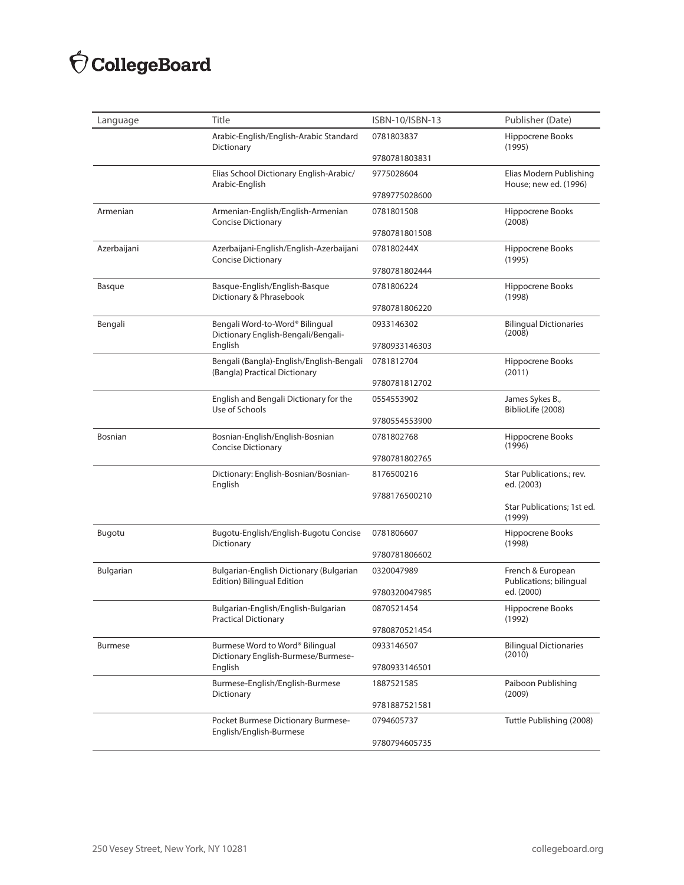| Language | Title | ISBN-10/ISBN-13 | Publisher (Date) |
|---|---|---|---|
| | Arabic-English/English-Arabic Standard Dictionary | 0781803837<br>9780781803831 | Hippocrene Books (1995) |
| | Elias School Dictionary English-Arabic/ Arabic-English | 9775028604<br>9789775028600 | Elias Modern Publishing House; new ed. (1996) |
| Armenian | Armenian-English/English-Armenian Concise Dictionary | 0781801508<br>9780781801508 | Hippocrene Books (2008) |
| Azerbaijani | Azerbaijani-English/English-Azerbaijani Concise Dictionary | 078180244X<br>9780781802444 | Hippocrene Books (1995) |
| Basque | Basque-English/English-Basque Dictionary & Phrasebook | 0781806224<br>9780781806220 | Hippocrene Books (1998) |
| Bengali | Bengali Word-to-Word® Bilingual Dictionary English-Bengali/Bengali-English | 0933146302<br>9780933146303 | Bilingual Dictionaries (2008) |
| | Bengali (Bangla)-English/English-Bengali (Bangla) Practical Dictionary | 0781812704<br>9780781812702 | Hippocrene Books (2011) |
| | English and Bengali Dictionary for the Use of Schools | 0554553902<br>9780554553900 | James Sykes B., BiblioLife (2008) |
| Bosnian | Bosnian-English/English-Bosnian Concise Dictionary | 0781802768<br>9780781802765 | Hippocrene Books (1996) |
| | Dictionary: English-Bosnian/Bosnian-English | 8176500216<br>9788176500210 | Star Publications.; rev. ed. (2003)<br>Star Publications; 1st ed. (1999) |
| Bugotu | Bugotu-English/English-Bugotu Concise Dictionary | 0781806607<br>9780781806602 | Hippocrene Books (1998) |
| Bulgarian | Bulgarian-English Dictionary (Bulgarian Edition) Bilingual Edition | 0320047989<br>9780320047985 | French & European Publications; bilingual ed. (2000) |
| | Bulgarian-English/English-Bulgarian Practical Dictionary | 0870521454<br>9780870521454 | Hippocrene Books (1992) |
| Burmese | Burmese Word to Word® Bilingual Dictionary English-Burmese/Burmese-English | 0933146507<br>9780933146501 | Bilingual Dictionaries (2010) |
| | Burmese-English/English-Burmese Dictionary | 1887521585<br>9781887521581 | Paiboon Publishing (2009) |
| | Pocket Burmese Dictionary Burmese-English/English-Burmese | 0794605737<br>9780794605735 | Tuttle Publishing (2008) |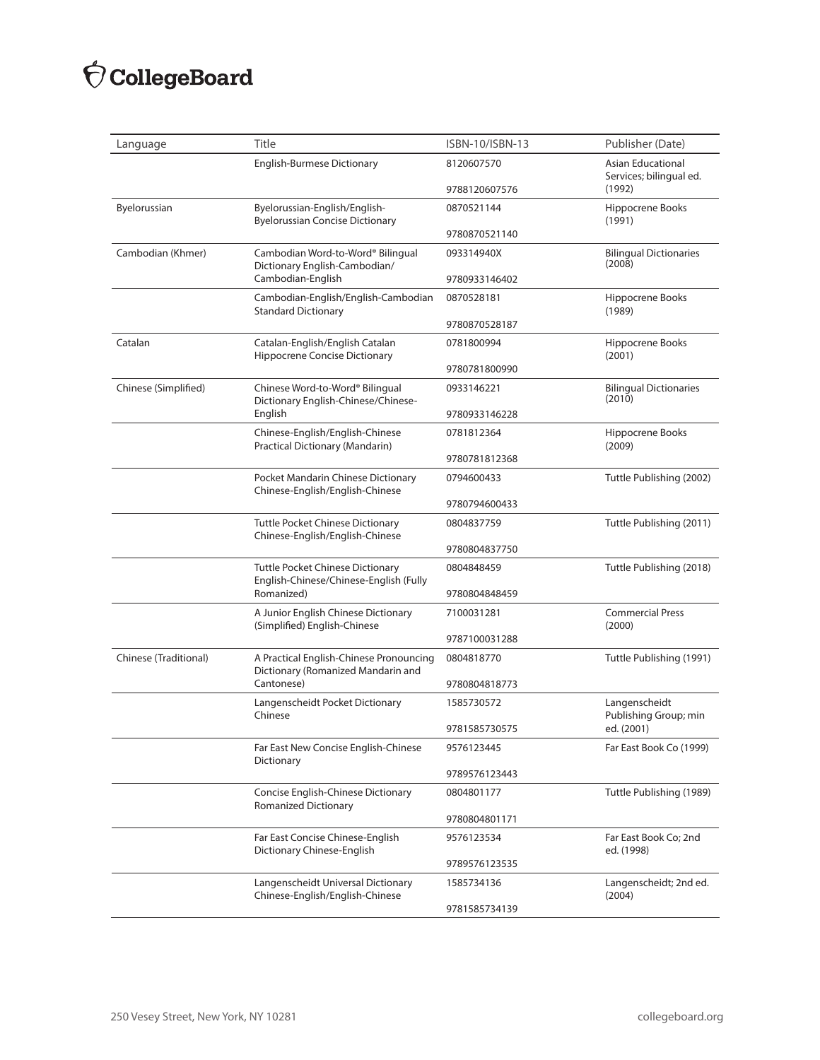| Language | Title | ISBN-10/ISBN-13 | Publisher (Date) |
|---|---|---|---|
| | English-Burmese Dictionary | 8120607570<br>9788120607576 | Asian Educational Services; bilingual ed. (1992) |
| Byelorussian | Byelorussian-English/English-Byelorussian Concise Dictionary | 0870521144<br>9780870521140 | Hippocrene Books (1991) |
| Cambodian (Khmer) | Cambodian Word-to-Word® Bilingual Dictionary English-Cambodian/ Cambodian-English | 093314940X<br>9780933146402 | Bilingual Dictionaries (2008) |
| | Cambodian-English/English-Cambodian Standard Dictionary | 0870528181<br>9780870528187 | Hippocrene Books (1989) |
| Catalan | Catalan-English/English Catalan Hippocrene Concise Dictionary | 0781800994<br>9780781800990 | Hippocrene Books (2001) |
| Chinese (Simplified) | Chinese Word-to-Word® Bilingual Dictionary English-Chinese/Chinese-English | 0933146221<br>9780933146228 | Bilingual Dictionaries (2010) |
| | Chinese-English/English-Chinese Practical Dictionary (Mandarin) | 0781812364<br>9780781812368 | Hippocrene Books (2009) |
| | Pocket Mandarin Chinese Dictionary Chinese-English/English-Chinese | 0794600433<br>9780794600433 | Tuttle Publishing (2002) |
| | Tuttle Pocket Chinese Dictionary Chinese-English/English-Chinese | 0804837759<br>9780804837750 | Tuttle Publishing (2011) |
| | Tuttle Pocket Chinese Dictionary English-Chinese/Chinese-English (Fully Romanized) | 0804848459<br>9780804848459 | Tuttle Publishing (2018) |
| | A Junior English Chinese Dictionary (Simplified) English-Chinese | 7100031281<br>9787100031288 | Commercial Press (2000) |
| Chinese (Traditional) | A Practical English-Chinese Pronouncing Dictionary (Romanized Mandarin and Cantonese) | 0804818770<br>9780804818773 | Tuttle Publishing (1991) |
| | Langenscheidt Pocket Dictionary Chinese | 1585730572<br>9781585730575 | Langenscheidt Publishing Group; min ed. (2001) |
| | Far East New Concise English-Chinese Dictionary | 9576123445<br>9789576123443 | Far East Book Co (1999) |
| | Concise English-Chinese Dictionary Romanized Dictionary | 0804801177<br>9780804801171 | Tuttle Publishing (1989) |
| | Far East Concise Chinese-English Dictionary Chinese-English | 9576123534<br>9789576123535 | Far East Book Co; 2nd ed. (1998) |
| | Langenscheidt Universal Dictionary Chinese-English/English-Chinese | 1585734136<br>9781585734139 | Langenscheidt; 2nd ed. (2004) |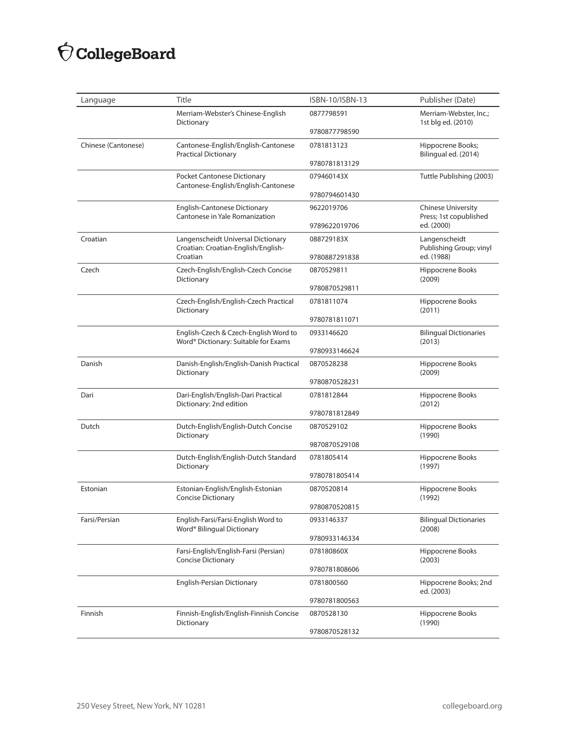| Language | Title | ISBN-10/ISBN-13 | Publisher (Date) |
|---|---|---|---|
| | Merriam-Webster's Chinese-English Dictionary | 0877798591<br>9780877798590 | Merriam-Webster, Inc.; 1st blg ed. (2010) |
| Chinese (Cantonese) | Cantonese-English/English-Cantonese Practical Dictionary | 0781813123<br>9780781813129 | Hippocrene Books; Bilingual ed. (2014) |
| | Pocket Cantonese Dictionary Cantonese-English/English-Cantonese | 079460143X<br>9780794601430 | Tuttle Publishing (2003) |
| | English-Cantonese Dictionary Cantonese in Yale Romanization | 9622019706<br>9789622019706 | Chinese University Press; 1st copublished ed. (2000) |
| Croatian | Langenscheidt Universal Dictionary Croatian: Croatian-English/English-Croatian | 088729183X<br>9780887291838 | Langenscheidt Publishing Group; vinyl ed. (1988) |
| Czech | Czech-English/English-Czech Concise Dictionary | 0870529811<br>9780870529811 | Hippocrene Books (2009) |
| | Czech-English/English-Czech Practical Dictionary | 0781811074<br>9780781811071 | Hippocrene Books (2011) |
| | English-Czech & Czech-English Word to Word® Dictionary: Suitable for Exams | 0933146620<br>9780933146624 | Bilingual Dictionaries (2013) |
| Danish | Danish-English/English-Danish Practical Dictionary | 0870528238<br>9780870528231 | Hippocrene Books (2009) |
| Dari | Dari-English/English-Dari Practical Dictionary: 2nd edition | 0781812844<br>9780781812849 | Hippocrene Books (2012) |
| Dutch | Dutch-English/English-Dutch Concise Dictionary | 0870529102<br>9870870529108 | Hippocrene Books (1990) |
| | Dutch-English/English-Dutch Standard Dictionary | 0781805414<br>9780781805414 | Hippocrene Books (1997) |
| Estonian | Estonian-English/English-Estonian Concise Dictionary | 0870520814<br>9780870520815 | Hippocrene Books (1992) |
| Farsi/Persian | English-Farsi/Farsi-English Word to Word® Bilingual Dictionary | 0933146337<br>9780933146334 | Bilingual Dictionaries (2008) |
| | Farsi-English/English-Farsi (Persian) Concise Dictionary | 078180860X<br>9780781808606 | Hippocrene Books (2003) |
| | English-Persian Dictionary | 0781800560<br>9780781800563 | Hippocrene Books; 2nd ed. (2003) |
| Finnish | Finnish-English/English-Finnish Concise Dictionary | 0870528130<br>9780870528132 | Hippocrene Books (1990) |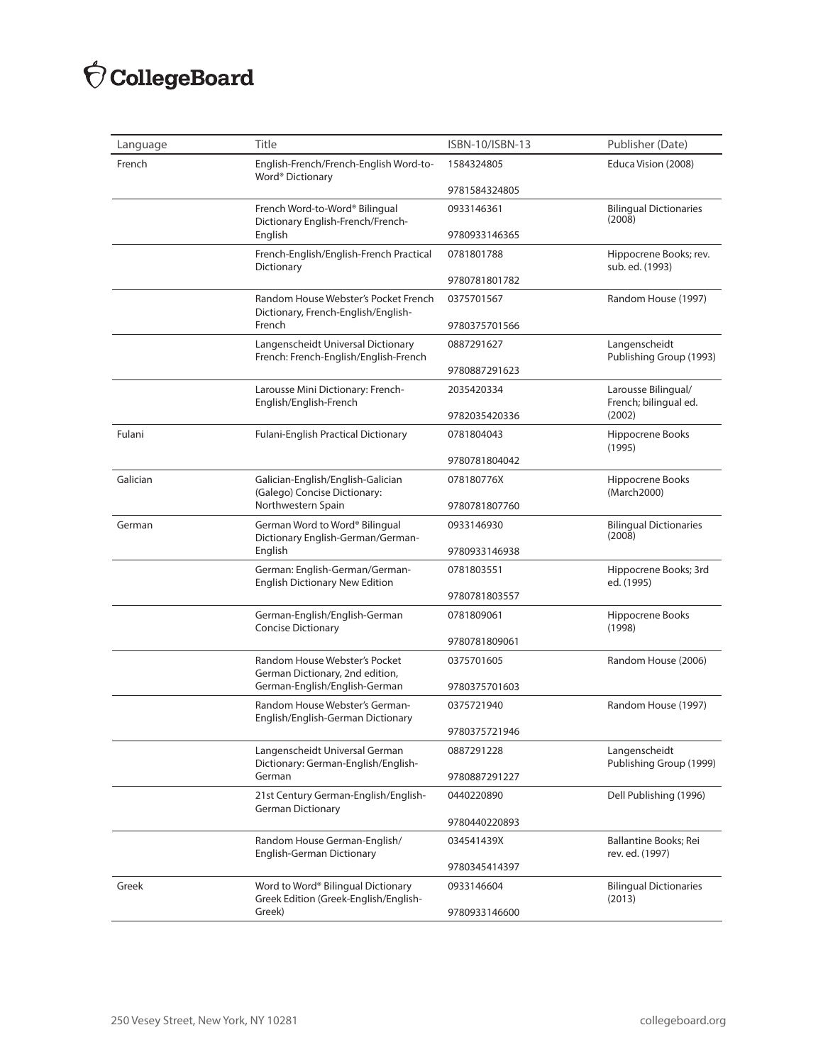| Language | Title | ISBN-10/ISBN-13 | Publisher (Date) |
|---|---|---|---|
| French | English-French/French-English Word-to-Word® Dictionary | 1584324805<br>9781584324805 | Educa Vision (2008) |
| | French Word-to-Word® Bilingual Dictionary English-French/French-English | 0933146361<br>9780933146365 | Bilingual Dictionaries (2008) |
| | French-English/English-French Practical Dictionary | 0781801788<br>9780781801782 | Hippocrene Books; rev. sub. ed. (1993) |
| | Random House Webster's Pocket French Dictionary, French-English/English-French | 0375701567<br>9780375701566 | Random House (1997) |
| | Langenscheidt Universal Dictionary French: French-English/English-French | 0887291627<br>9780887291623 | Langenscheidt Publishing Group (1993) |
| | Larousse Mini Dictionary: French-English/English-French | 2035420334<br>9782035420336 | Larousse Bilingual/ French; bilingual ed. (2002) |
| Fulani | Fulani-English Practical Dictionary | 0781804043<br>9780781804042 | Hippocrene Books (1995) |
| Galician | Galician-English/English-Galician (Galego) Concise Dictionary: Northwestern Spain | 078180776X<br>9780781807760 | Hippocrene Books (March2000) |
| German | German Word to Word® Bilingual Dictionary English-German/German-English | 0933146930<br>9780933146938 | Bilingual Dictionaries (2008) |
| | German: English-German/German-English Dictionary New Edition | 0781803551<br>9780781803557 | Hippocrene Books; 3rd ed. (1995) |
| | German-English/English-German Concise Dictionary | 0781809061<br>9780781809061 | Hippocrene Books (1998) |
| | Random House Webster's Pocket German Dictionary, 2nd edition, German-English/English-German | 0375701605<br>9780375701603 | Random House (2006) |
| | Random House Webster's German-English/English-German Dictionary | 0375721940<br>9780375721946 | Random House (1997) |
| | Langenscheidt Universal German Dictionary: German-English/English-German | 0887291228<br>9780887291227 | Langenscheidt Publishing Group (1999) |
| | 21st Century German-English/English-German Dictionary | 0440220890<br>9780440220893 | Dell Publishing (1996) |
| | Random House German-English/ English-German Dictionary | 034541439X<br>9780345414397 | Ballantine Books; Rei rev. ed. (1997) |
| Greek | Word to Word® Bilingual Dictionary Greek Edition (Greek-English/English-Greek) | 0933146604<br>9780933146600 | Bilingual Dictionaries (2013) |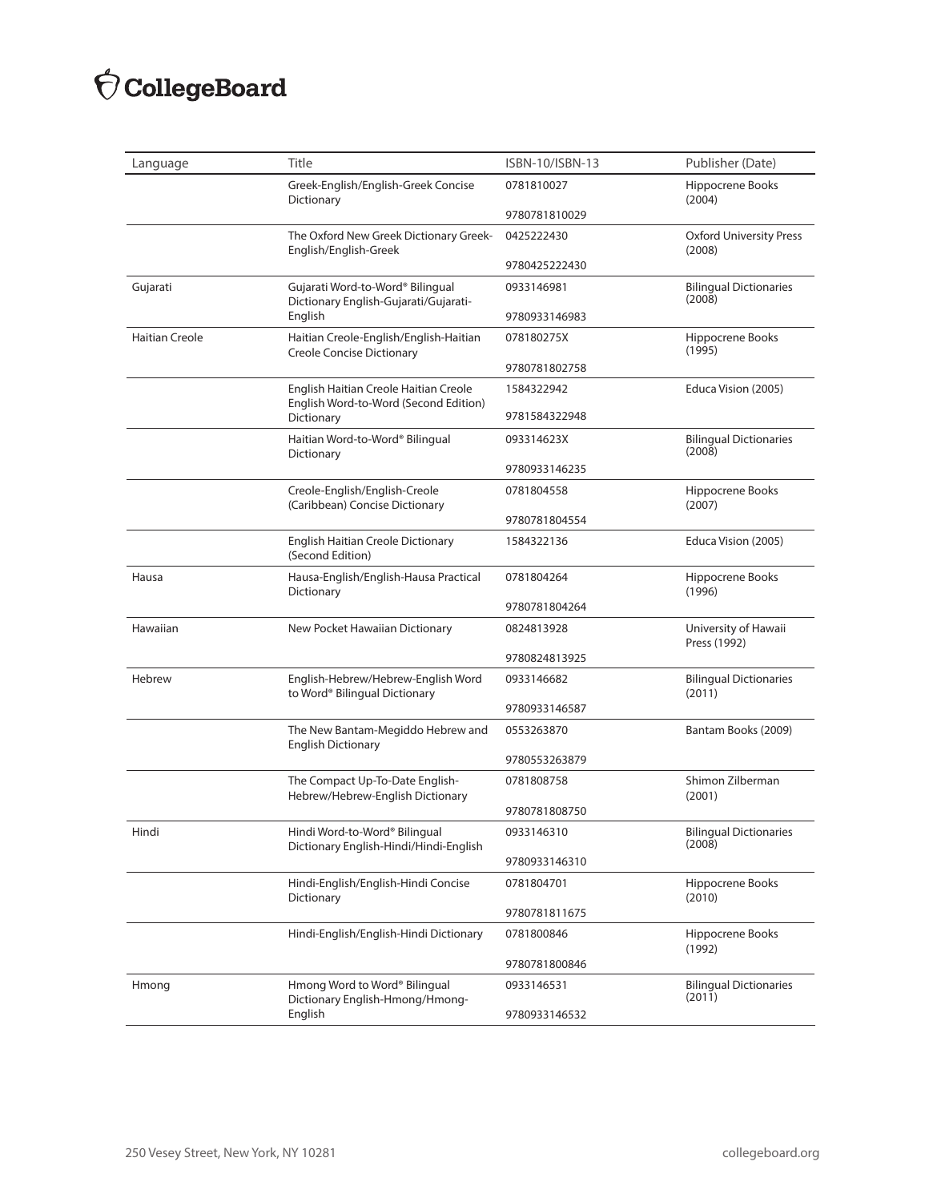| Language | Title | ISBN-10/ISBN-13 | Publisher (Date) |
|---|---|---|---|
| | Greek-English/English-Greek Concise Dictionary | 0781810027<br>9780781810029 | Hippocrene Books (2004) |
| | The Oxford New Greek Dictionary Greek-English/English-Greek | 0425222430<br>9780425222430 | Oxford University Press (2008) |
| Gujarati | Gujarati Word-to-Word® Bilingual Dictionary English-Gujarati/Gujarati-English | 0933146981<br>9780933146983 | Bilingual Dictionaries (2008) |
| Haitian Creole | Haitian Creole-English/English-Haitian Creole Concise Dictionary | 078180275X<br>9780781802758 | Hippocrene Books (1995) |
| | English Haitian Creole Haitian Creole English Word-to-Word (Second Edition) Dictionary | 1584322942<br>9781584322948 | Educa Vision (2005) |
| | Haitian Word-to-Word® Bilingual Dictionary | 093314623X<br>9780933146235 | Bilingual Dictionaries (2008) |
| | Creole-English/English-Creole (Caribbean) Concise Dictionary | 0781804558<br>9780781804554 | Hippocrene Books (2007) |
| | English Haitian Creole Dictionary (Second Edition) | 1584322136 | Educa Vision (2005) |
| Hausa | Hausa-English/English-Hausa Practical Dictionary | 0781804264<br>9780781804264 | Hippocrene Books (1996) |
| Hawaiian | New Pocket Hawaiian Dictionary | 0824813928<br>9780824813925 | University of Hawaii Press (1992) |
| Hebrew | English-Hebrew/Hebrew-English Word to Word® Bilingual Dictionary | 0933146682<br>9780933146587 | Bilingual Dictionaries (2011) |
| | The New Bantam-Megiddo Hebrew and English Dictionary | 0553263870<br>9780553263879 | Bantam Books (2009) |
| | The Compact Up-To-Date English-Hebrew/Hebrew-English Dictionary | 0781808758<br>9780781808750 | Shimon Zilberman (2001) |
| Hindi | Hindi Word-to-Word® Bilingual Dictionary English-Hindi/Hindi-English | 0933146310<br>9780933146310 | Bilingual Dictionaries (2008) |
| | Hindi-English/English-Hindi Concise Dictionary | 0781804701<br>9780781811675 | Hippocrene Books (2010) |
| | Hindi-English/English-Hindi Dictionary | 0781800846<br>9780781800846 | Hippocrene Books (1992) |
| Hmong | Hmong Word to Word® Bilingual Dictionary English-Hmong/Hmong-English | 0933146531<br>9780933146532 | Bilingual Dictionaries (2011) |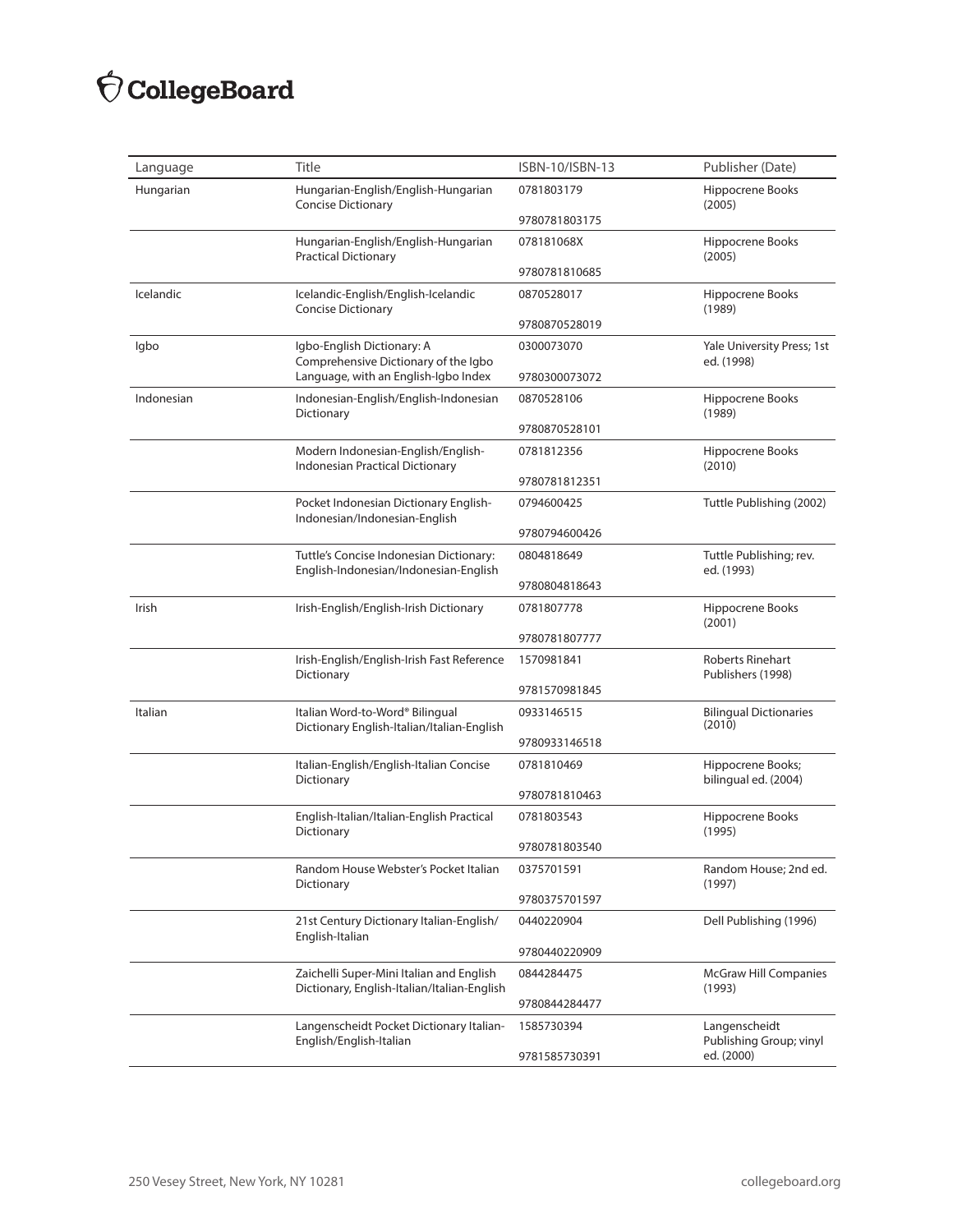| Language | Title | ISBN-10/ISBN-13 | Publisher (Date) |
| --- | --- | --- | --- |
| Hungarian | Hungarian-English/English-Hungarian Concise Dictionary | 0781803179<br>9780781803175 | Hippocrene Books (2005) |
| | Hungarian-English/English-Hungarian Practical Dictionary | 078181068X<br>9780781810685 | Hippocrene Books (2005) |
| Icelandic | Icelandic-English/English-Icelandic Concise Dictionary | 0870528017<br>9780870528019 | Hippocrene Books (1989) |
| Igbo | Igbo-English Dictionary: A Comprehensive Dictionary of the Igbo Language, with an English-Igbo Index | 0300073070<br>9780300073072 | Yale University Press; 1st ed. (1998) |
| Indonesian | Indonesian-English/English-Indonesian Dictionary | 0870528106<br>9780870528101 | Hippocrene Books (1989) |
| | Modern Indonesian-English/English-Indonesian Practical Dictionary | 0781812356<br>9780781812351 | Hippocrene Books (2010) |
| | Pocket Indonesian Dictionary English-Indonesian/Indonesian-English | 0794600425<br>9780794600426 | Tuttle Publishing (2002) |
| | Tuttle's Concise Indonesian Dictionary: English-Indonesian/Indonesian-English | 0804818649<br>9780804818643 | Tuttle Publishing; rev. ed. (1993) |
| Irish | Irish-English/English-Irish Dictionary | 0781807778<br>9780781807777 | Hippocrene Books (2001) |
| | Irish-English/English-Irish Fast Reference Dictionary | 1570981841<br>9781570981845 | Roberts Rinehart Publishers (1998) |
| Italian | Italian Word-to-Word® Bilingual Dictionary English-Italian/Italian-English | 0933146515<br>9780933146518 | Bilingual Dictionaries (2010) |
| | Italian-English/English-Italian Concise Dictionary | 0781810469<br>9780781810463 | Hippocrene Books; bilingual ed. (2004) |
| | English-Italian/Italian-English Practical Dictionary | 0781803543<br>9780781803540 | Hippocrene Books (1995) |
| | Random House Webster's Pocket Italian Dictionary | 0375701591<br>9780375701597 | Random House; 2nd ed. (1997) |
| | 21st Century Dictionary Italian-English/English-Italian | 0440220904<br>9780440220909 | Dell Publishing (1996) |
| | Zaichelli Super-Mini Italian and English Dictionary, English-Italian/Italian-English | 0844284475<br>9780844284477 | McGraw Hill Companies (1993) |
| | Langenscheidt Pocket Dictionary Italian-English/English-Italian | 1585730394<br>9781585730391 | Langenscheidt Publishing Group; vinyl ed. (2000) |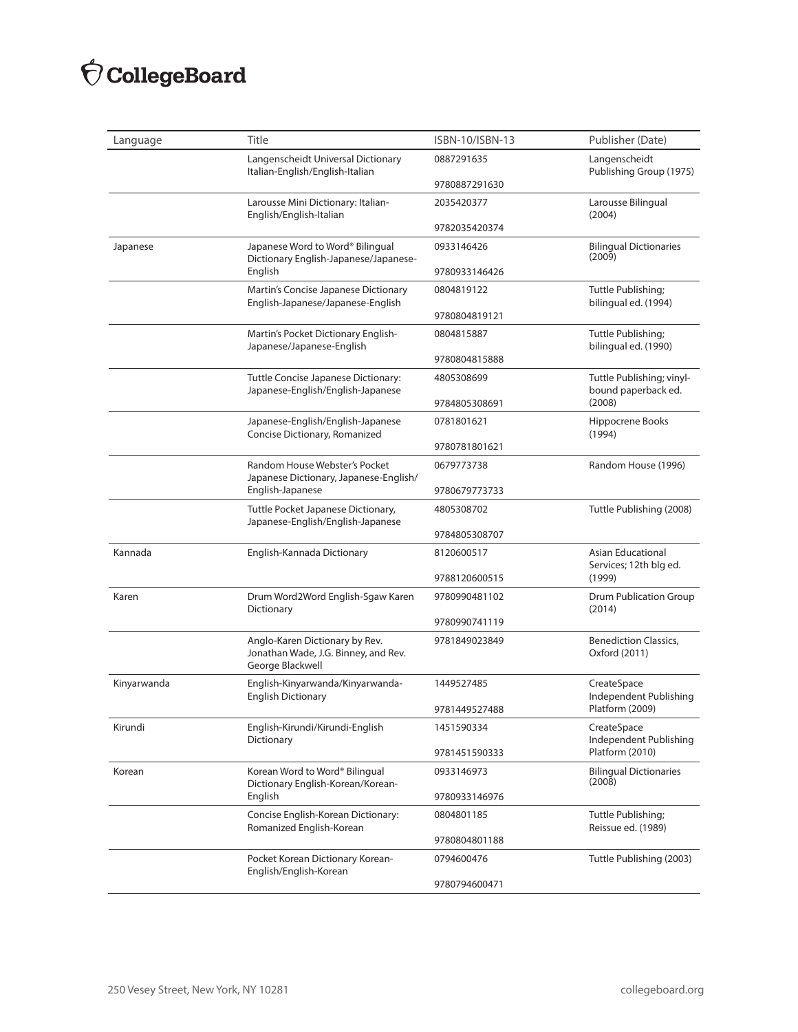| Language | Title | ISBN-10/ISBN-13 | Publisher (Date) |
|---|---|---|---|
| | Langenscheidt Universal Dictionary Italian-English/English-Italian | 0887291635<br>9780887291630 | Langenscheidt Publishing Group (1975) |
| | Larousse Mini Dictionary: Italian-English/English-Italian | 2035420377<br>9782035420374 | Larousse Bilingual (2004) |
| Japanese | Japanese Word to Word® Bilingual Dictionary English-Japanese/Japanese-English | 0933146426<br>9780933146426 | Bilingual Dictionaries (2009) |
| | Martin's Concise Japanese Dictionary English-Japanese/Japanese-English | 0804819122<br>9780804819121 | Tuttle Publishing; bilingual ed. (1994) |
| | Martin's Pocket Dictionary English-Japanese/Japanese-English | 0804815887<br>9780804815888 | Tuttle Publishing; bilingual ed. (1990) |
| | Tuttle Concise Japanese Dictionary: Japanese-English/English-Japanese | 4805308699<br>9784805308691 | Tuttle Publishing; vinyl-bound paperback ed. (2008) |
| | Japanese-English/English-Japanese Concise Dictionary, Romanized | 0781801621<br>9780781801621 | Hippocrene Books (1994) |
| | Random House Webster's Pocket Japanese Dictionary, Japanese-English/English-Japanese | 0679773738<br>9780679773733 | Random House (1996) |
| | Tuttle Pocket Japanese Dictionary, Japanese-English/English-Japanese | 4805308702<br>9784805308707 | Tuttle Publishing (2008) |
| Kannada | English-Kannada Dictionary | 8120600517<br>9788120600515 | Asian Educational Services; 12th blg ed. (1999) |
| Karen | Drum Word2Word English-Sgaw Karen Dictionary | 9780990481102<br>9780990741119 | Drum Publication Group (2014) |
| | Anglo-Karen Dictionary by Rev. Jonathan Wade, J.G. Binney, and Rev. George Blackwell | 9781849023849 | Benediction Classics, Oxford (2011) |
| Kinyarwanda | English-Kinyarwanda/Kinyarwanda-English Dictionary | 1449527485<br>9781449527488 | CreateSpace Independent Publishing Platform (2009) |
| Kirundi | English-Kirundi/Kirundi-English Dictionary | 1451590334<br>9781451590333 | CreateSpace Independent Publishing Platform (2010) |
| Korean | Korean Word to Word® Bilingual Dictionary English-Korean/Korean-English | 0933146973<br>9780933146976 | Bilingual Dictionaries (2008) |
| | Concise English-Korean Dictionary: Romanized English-Korean | 0804801185<br>9780804801188 | Tuttle Publishing; Reissue ed. (1989) |
| | Pocket Korean Dictionary Korean-English/English-Korean | 0794600476<br>9780794600471 | Tuttle Publishing (2003) |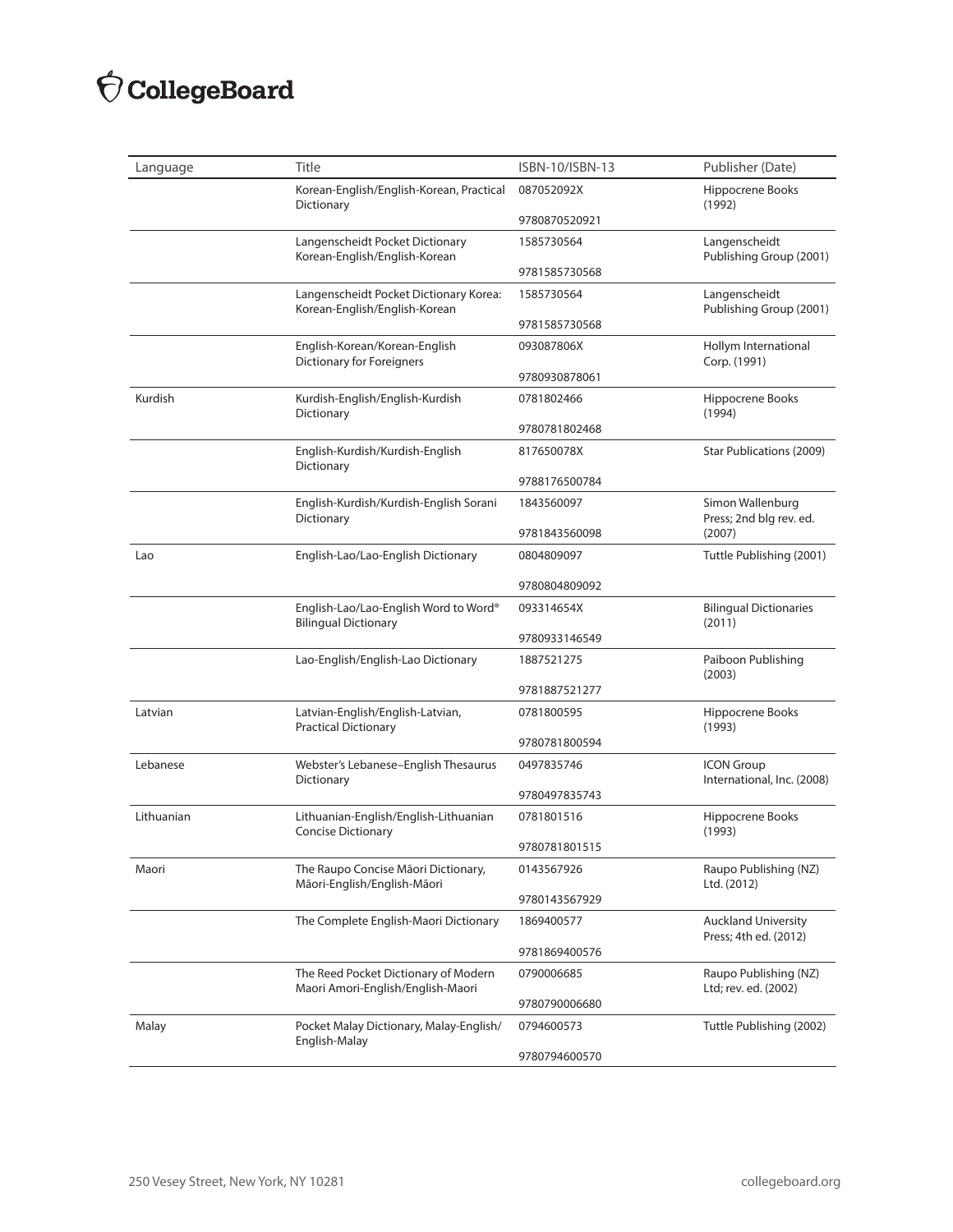| Language | Title | ISBN-10/ISBN-13 | Publisher (Date) |
|---|---|---|---|
| | Korean-English/English-Korean, Practical Dictionary | 087052092X<br>9780870520921 | Hippocrene Books (1992) |
| | Langenscheidt Pocket Dictionary Korean-English/English-Korean | 1585730564<br>9781585730568 | Langenscheidt Publishing Group (2001) |
| | Langenscheidt Pocket Dictionary Korea: Korean-English/English-Korean | 1585730564<br>9781585730568 | Langenscheidt Publishing Group (2001) |
| | English-Korean/Korean-English Dictionary for Foreigners | 093087806X<br>9780930878061 | Hollym International Corp. (1991) |
| Kurdish | Kurdish-English/English-Kurdish Dictionary | 0781802466<br>9780781802468 | Hippocrene Books (1994) |
| | English-Kurdish/Kurdish-English Dictionary | 817650078X<br>9788176500784 | Star Publications (2009) |
| | English-Kurdish/Kurdish-English Sorani Dictionary | 1843560097<br>9781843560098 | Simon Wallenburg Press; 2nd blg rev. ed. (2007) |
| Lao | English-Lao/Lao-English Dictionary | 0804809097<br>9780804809092 | Tuttle Publishing (2001) |
| | English-Lao/Lao-English Word to Word® Bilingual Dictionary | 093314654X<br>9780933146549 | Bilingual Dictionaries (2011) |
| | Lao-English/English-Lao Dictionary | 1887521275<br>9781887521277 | Paiboon Publishing (2003) |
| Latvian | Latvian-English/English-Latvian, Practical Dictionary | 0781800595<br>9780781800594 | Hippocrene Books (1993) |
| Lebanese | Webster's Lebanese–English Thesaurus Dictionary | 0497835746<br>9780497835743 | ICON Group International, Inc. (2008) |
| Lithuanian | Lithuanian-English/English-Lithuanian Concise Dictionary | 0781801516<br>9780781801515 | Hippocrene Books (1993) |
| Maori | The Raupo Concise Māori Dictionary, Māori-English/English-Māori | 0143567926<br>9780143567929 | Raupo Publishing (NZ) Ltd. (2012) |
| | The Complete English-Maori Dictionary | 1869400577<br>9781869400576 | Auckland University Press; 4th ed. (2012) |
| | The Reed Pocket Dictionary of Modern Maori Amori-English/English-Maori | 0790006685<br>9780790006680 | Raupo Publishing (NZ) Ltd; rev. ed. (2002) |
| Malay | Pocket Malay Dictionary, Malay-English/English-Malay | 0794600573<br>9780794600570 | Tuttle Publishing (2002) |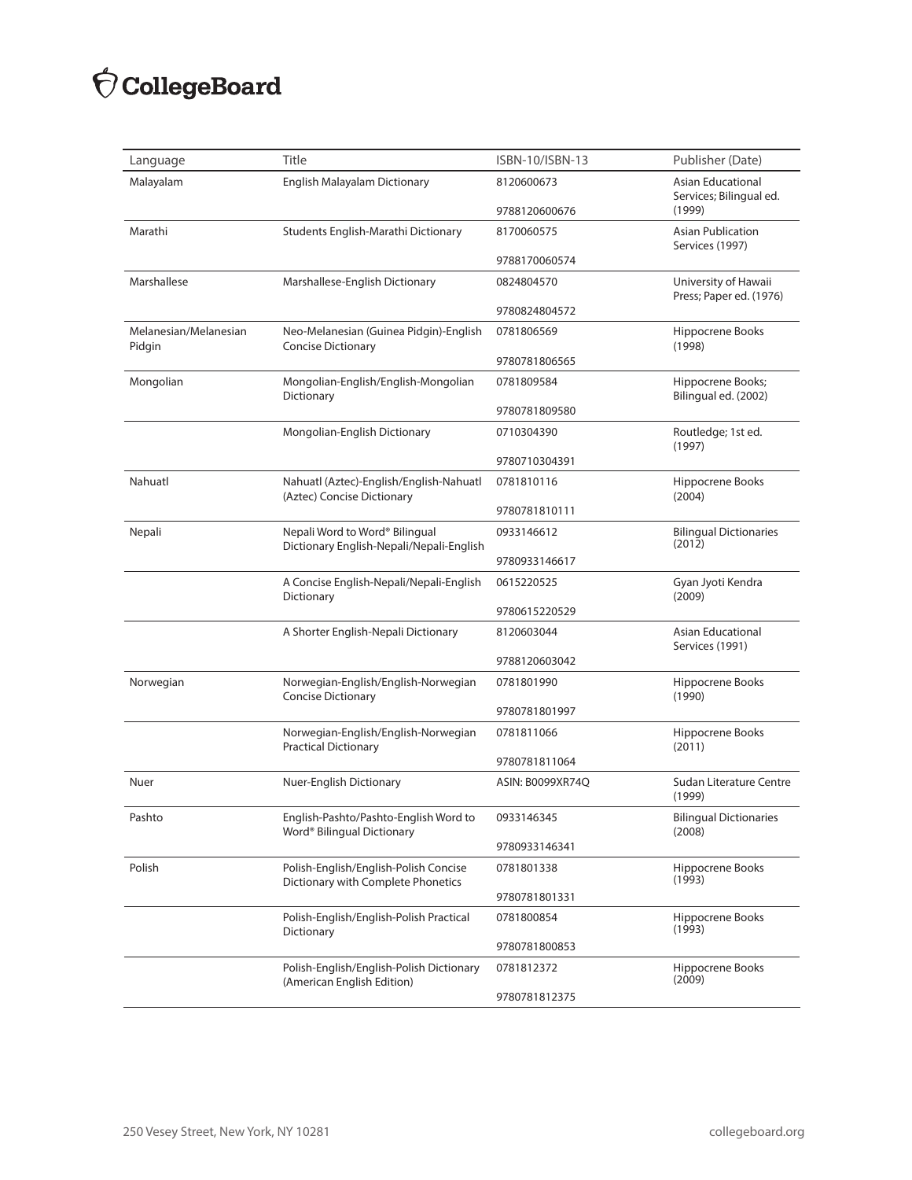| Language | Title | ISBN-10/ISBN-13 | Publisher (Date) |
|---|---|---|---|
| Malayalam | English Malayalam Dictionary | 8120600673<br>9788120600676 | Asian Educational Services; Bilingual ed. (1999) |
| Marathi | Students English-Marathi Dictionary | 8170060575<br>9788170060574 | Asian Publication Services (1997) |
| Marshallese | Marshallese-English Dictionary | 0824804570<br>9780824804572 | University of Hawaii Press; Paper ed. (1976) |
| Melanesian/Melanesian Pidgin | Neo-Melanesian (Guinea Pidgin)-English Concise Dictionary | 0781806569<br>9780781806565 | Hippocrene Books (1998) |
| Mongolian | Mongolian-English/English-Mongolian Dictionary | 0781809584<br>9780781809580 | Hippocrene Books; Bilingual ed. (2002) |
| | Mongolian-English Dictionary | 0710304390<br>9780710304391 | Routledge; 1st ed. (1997) |
| Nahuatl | Nahuatl (Aztec)-English/English-Nahuatl (Aztec) Concise Dictionary | 0781810116<br>9780781810111 | Hippocrene Books (2004) |
| Nepali | Nepali Word to Word® Bilingual Dictionary English-Nepali/Nepali-English | 0933146612<br>9780933146617 | Bilingual Dictionaries (2012) |
| | A Concise English-Nepali/Nepali-English Dictionary | 0615220525<br>9780615220529 | Gyan Jyoti Kendra (2009) |
| | A Shorter English-Nepali Dictionary | 8120603044<br>9788120603042 | Asian Educational Services (1991) |
| Norwegian | Norwegian-English/English-Norwegian Concise Dictionary | 0781801990<br>9780781801997 | Hippocrene Books (1990) |
| | Norwegian-English/English-Norwegian Practical Dictionary | 0781811066<br>9780781811064 | Hippocrene Books (2011) |
| Nuer | Nuer-English Dictionary | ASIN: B0099XR74Q | Sudan Literature Centre (1999) |
| Pashto | English-Pashto/Pashto-English Word to Word® Bilingual Dictionary | 0933146345<br>9780933146341 | Bilingual Dictionaries (2008) |
| Polish | Polish-English/English-Polish Concise Dictionary with Complete Phonetics | 0781801338<br>9780781801331 | Hippocrene Books (1993) |
| | Polish-English/English-Polish Practical Dictionary | 0781800854<br>9780781800853 | Hippocrene Books (1993) |
| | Polish-English/English-Polish Dictionary (American English Edition) | 0781812372<br>9780781812375 | Hippocrene Books (2009) |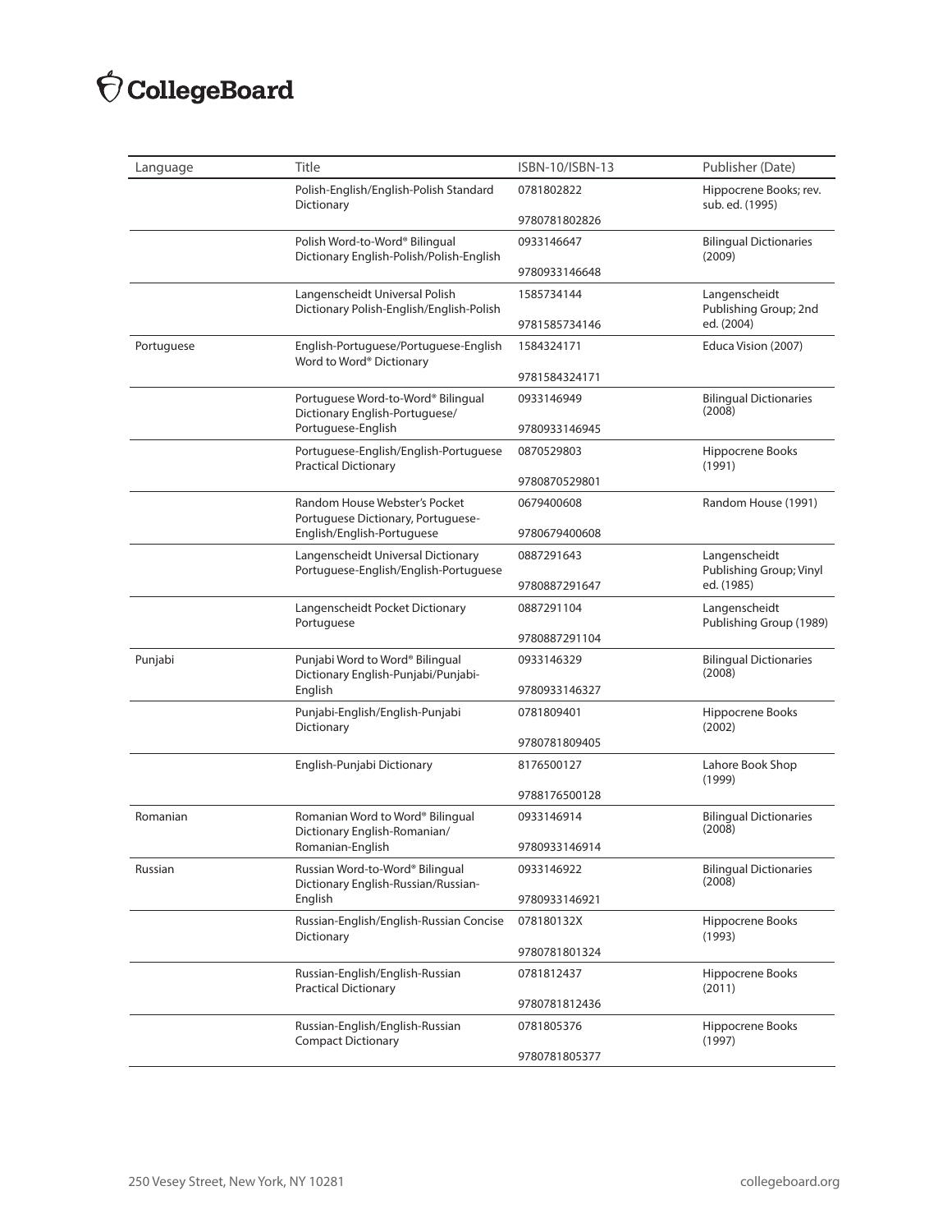| Language | Title | ISBN-10/ISBN-13 | Publisher (Date) |
|---|---|---|---|
| | Polish-English/English-Polish Standard Dictionary | 0781802822<br>9780781802826 | Hippocrene Books; rev. sub. ed. (1995) |
| | Polish Word-to-Word® Bilingual Dictionary English-Polish/Polish-English | 0933146647<br>9780933146648 | Bilingual Dictionaries (2009) |
| | Langenscheidt Universal Polish Dictionary Polish-English/English-Polish | 1585734144<br>9781585734146 | Langenscheidt Publishing Group; 2nd ed. (2004) |
| Portuguese | English-Portuguese/Portuguese-English Word to Word® Dictionary | 1584324171<br>9781584324171 | Educa Vision (2007) |
| | Portuguese Word-to-Word® Bilingual Dictionary English-Portuguese/Portuguese-English | 0933146949<br>9780933146945 | Bilingual Dictionaries (2008) |
| | Portuguese-English/English-Portuguese Practical Dictionary | 0870529803<br>9780870529801 | Hippocrene Books (1991) |
| | Random House Webster's Pocket Portuguese Dictionary, Portuguese-English/English-Portuguese | 0679400608<br>9780679400608 | Random House (1991) |
| | Langenscheidt Universal Dictionary Portuguese-English/English-Portuguese | 0887291643<br>9780887291647 | Langenscheidt Publishing Group; Vinyl ed. (1985) |
| | Langenscheidt Pocket Dictionary Portuguese | 0887291104<br>9780887291104 | Langenscheidt Publishing Group (1989) |
| Punjabi | Punjabi Word to Word® Bilingual Dictionary English-Punjabi/Punjabi-English | 0933146329<br>9780933146327 | Bilingual Dictionaries (2008) |
| | Punjabi-English/English-Punjabi Dictionary | 0781809401<br>9780781809405 | Hippocrene Books (2002) |
| | English-Punjabi Dictionary | 8176500127<br>9788176500128 | Lahore Book Shop (1999) |
| Romanian | Romanian Word to Word® Bilingual Dictionary English-Romanian/Romanian-English | 0933146914<br>9780933146914 | Bilingual Dictionaries (2008) |
| Russian | Russian Word-to-Word® Bilingual Dictionary English-Russian/Russian-English | 0933146922<br>9780933146921 | Bilingual Dictionaries (2008) |
| | Russian-English/English-Russian Concise Dictionary | 078180132X<br>9780781801324 | Hippocrene Books (1993) |
| | Russian-English/English-Russian Practical Dictionary | 0781812437<br>9780781812436 | Hippocrene Books (2011) |
| | Russian-English/English-Russian Compact Dictionary | 0781805376<br>9780781805377 | Hippocrene Books (1997) |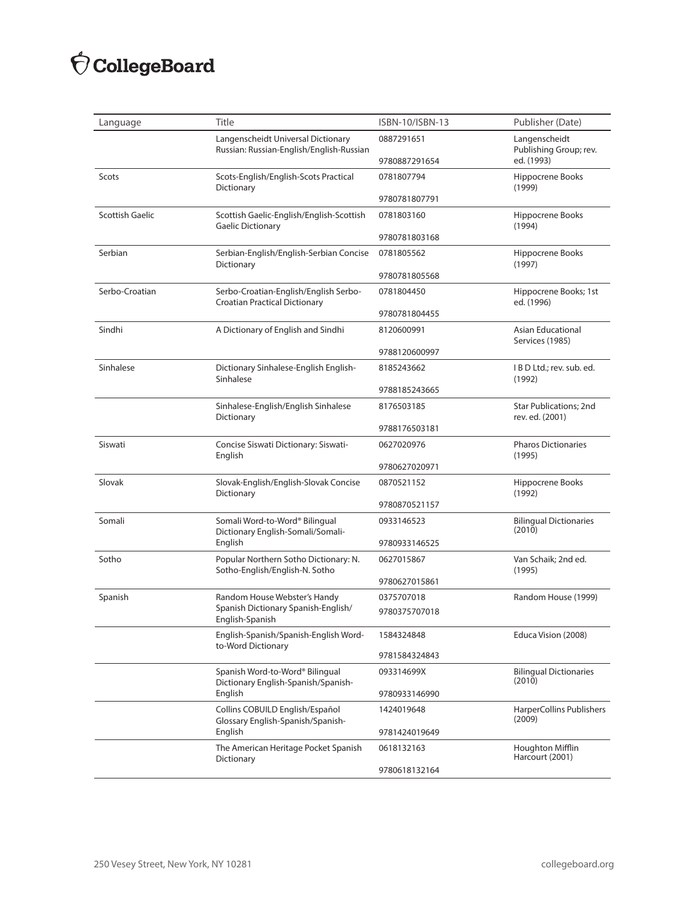| Language | Title | ISBN-10/ISBN-13 | Publisher (Date) |
|---|---|---|---|
| | Langenscheidt Universal Dictionary Russian: Russian-English/English-Russian | 0887291651<br>9780887291654 | Langenscheidt Publishing Group; rev. ed. (1993) |
| Scots | Scots-English/English-Scots Practical Dictionary | 0781807794<br>9780781807791 | Hippocrene Books (1999) |
| Scottish Gaelic | Scottish Gaelic-English/English-Scottish Gaelic Dictionary | 0781803160<br>9780781803168 | Hippocrene Books (1994) |
| Serbian | Serbian-English/English-Serbian Concise Dictionary | 0781805562<br>9780781805568 | Hippocrene Books (1997) |
| Serbo-Croatian | Serbo-Croatian-English/English Serbo-Croatian Practical Dictionary | 0781804450<br>9780781804455 | Hippocrene Books; 1st ed. (1996) |
| Sindhi | A Dictionary of English and Sindhi | 8120600991<br>9788120600997 | Asian Educational Services (1985) |
| Sinhalese | Dictionary Sinhalese-English English-Sinhalese | 8185243662<br>9788185243665 | I B D Ltd.; rev. sub. ed. (1992) |
| | Sinhalese-English/English Sinhalese Dictionary | 8176503185<br>9788176503181 | Star Publications; 2nd rev. ed. (2001) |
| Siswati | Concise Siswati Dictionary: Siswati-English | 0627020976<br>9780627020971 | Pharos Dictionaries (1995) |
| Slovak | Slovak-English/English-Slovak Concise Dictionary | 0870521152<br>9780870521157 | Hippocrene Books (1992) |
| Somali | Somali Word-to-Word® Bilingual Dictionary English-Somali/Somali-English | 0933146523<br>9780933146525 | Bilingual Dictionaries (2010) |
| Sotho | Popular Northern Sotho Dictionary: N. Sotho-English/English-N. Sotho | 0627015867<br>9780627015861 | Van Schaik; 2nd ed. (1995) |
| Spanish | Random House Webster's Handy Spanish Dictionary Spanish-English/English-Spanish | 0375707018<br>9780375707018 | Random House (1999) |
| | English-Spanish/Spanish-English Word-to-Word Dictionary | 1584324848<br>9781584324843 | Educa Vision (2008) |
| | Spanish Word-to-Word® Bilingual Dictionary English-Spanish/Spanish-English | 093314699X<br>9780933146990 | Bilingual Dictionaries (2010) |
| | Collins COBUILD English/Español Glossary English-Spanish/Spanish-English | 1424019648<br>9781424019649 | HarperCollins Publishers (2009) |
| | The American Heritage Pocket Spanish Dictionary | 0618132163<br>9780618132164 | Houghton Mifflin Harcourt (2001) |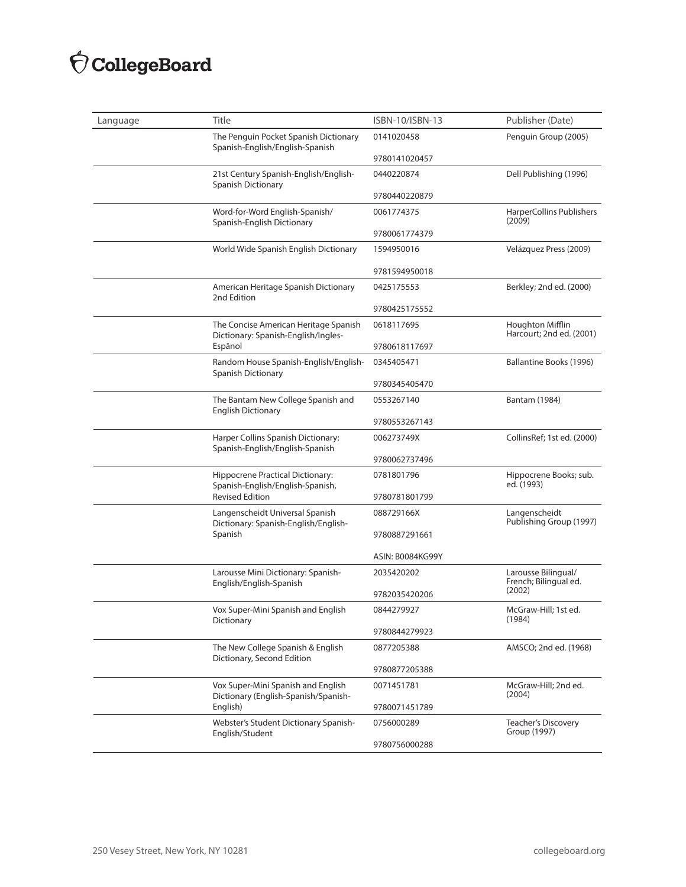| Language | Title | ISBN-10/ISBN-13 | Publisher (Date) |
|---|---|---|---|
| | The Penguin Pocket Spanish Dictionary Spanish-English/English-Spanish | 0141020458<br>9780141020457 | Penguin Group (2005) |
| | 21st Century Spanish-English/English-Spanish Dictionary | 0440220874<br>9780440220879 | Dell Publishing (1996) |
| | Word-for-Word English-Spanish/ Spanish-English Dictionary | 0061774375<br>9780061774379 | HarperCollins Publishers (2009) |
| | World Wide Spanish English Dictionary | 1594950016<br>9781594950018 | Velázquez Press (2009) |
| | American Heritage Spanish Dictionary 2nd Edition | 0425175553<br>9780425175552 | Berkley; 2nd ed. (2000) |
| | The Concise American Heritage Spanish Dictionary: Spanish-English/Ingles-Espãnol | 0618117695<br>9780618117697 | Houghton Mifflin Harcourt; 2nd ed. (2001) |
| | Random House Spanish-English/English-Spanish Dictionary | 0345405471<br>9780345405470 | Ballantine Books (1996) |
| | The Bantam New College Spanish and English Dictionary | 0553267140<br>9780553267143 | Bantam (1984) |
| | Harper Collins Spanish Dictionary: Spanish-English/English-Spanish | 006273749X<br>9780062737496 | CollinsRef; 1st ed. (2000) |
| | Hippocrene Practical Dictionary: Spanish-English/English-Spanish, Revised Edition | 0781801796<br>9780781801799 | Hippocrene Books; sub. ed. (1993) |
| | Langenscheidt Universal Spanish Dictionary: Spanish-English/English-Spanish | 088729166X<br>9780887291661<br>ASIN: B0084KG99Y | Langenscheidt Publishing Group (1997) |
| | Larousse Mini Dictionary: Spanish-English/English-Spanish | 2035420202<br>9782035420206 | Larousse Bilingual/ French; Bilingual ed. (2002) |
| | Vox Super-Mini Spanish and English Dictionary | 0844279927<br>9780844279923 | McGraw-Hill; 1st ed. (1984) |
| | The New College Spanish & English Dictionary, Second Edition | 0877205388<br>9780877205388 | AMSCO; 2nd ed. (1968) |
| | Vox Super-Mini Spanish and English Dictionary (English-Spanish/Spanish-English) | 0071451781<br>9780071451789 | McGraw-Hill; 2nd ed. (2004) |
| | Webster's Student Dictionary Spanish-English/Student | 0756000289<br>9780756000288 | Teacher's Discovery Group (1997) |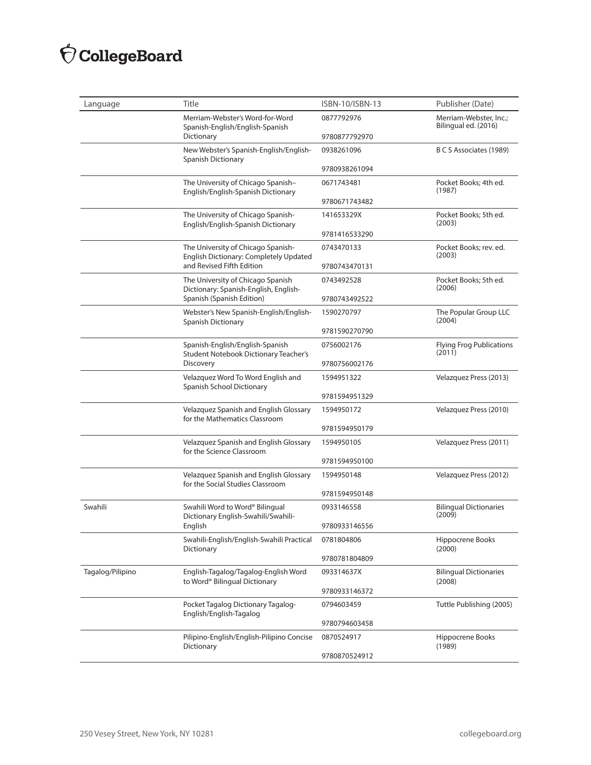| Language | Title | ISBN-10/ISBN-13 | Publisher (Date) |
|---|---|---|---|
| | Merriam-Webster's Word-for-Word Spanish-English/English-Spanish Dictionary | 0877792976<br>9780877792970 | Merriam-Webster, Inc.; Bilingual ed. (2016) |
| | New Webster's Spanish-English/English-Spanish Dictionary | 0938261096<br>9780938261094 | B C S Associates (1989) |
| | The University of Chicago Spanish–English/English-Spanish Dictionary | 0671743481<br>9780671743482 | Pocket Books; 4th ed. (1987) |
| | The University of Chicago Spanish-English/English-Spanish Dictionary | 141653329X<br>9781416533290 | Pocket Books; 5th ed. (2003) |
| | The University of Chicago Spanish-English Dictionary: Completely Updated and Revised Fifth Edition | 0743470133<br>9780743470131 | Pocket Books; rev. ed. (2003) |
| | The University of Chicago Spanish Dictionary: Spanish-English, English-Spanish (Spanish Edition) | 0743492528<br>9780743492522 | Pocket Books; 5th ed. (2006) |
| | Webster's New Spanish-English/English-Spanish Dictionary | 1590270797<br>9781590270790 | The Popular Group LLC (2004) |
| | Spanish-English/English-Spanish Student Notebook Dictionary Teacher's Discovery | 0756002176<br>9780756002176 | Flying Frog Publications (2011) |
| | Velazquez Word To Word English and Spanish School Dictionary | 1594951322<br>9781594951329 | Velazquez Press (2013) |
| | Velazquez Spanish and English Glossary for the Mathematics Classroom | 1594950172<br>9781594950179 | Velazquez Press (2010) |
| | Velazquez Spanish and English Glossary for the Science Classroom | 1594950105<br>9781594950100 | Velazquez Press (2011) |
| | Velazquez Spanish and English Glossary for the Social Studies Classroom | 1594950148<br>9781594950148 | Velazquez Press (2012) |
| Swahili | Swahili Word to Word® Bilingual Dictionary English-Swahili/Swahili-English | 0933146558<br>9780933146556 | Bilingual Dictionaries (2009) |
| | Swahili-English/English-Swahili Practical Dictionary | 0781804806<br>9780781804809 | Hippocrene Books (2000) |
| Tagalog/Pilipino | English-Tagalog/Tagalog-English Word to Word® Bilingual Dictionary | 093314637X<br>9780933146372 | Bilingual Dictionaries (2008) |
| | Pocket Tagalog Dictionary Tagalog-English/English-Tagalog | 0794603459<br>9780794603458 | Tuttle Publishing (2005) |
| | Pilipino-English/English-Pilipino Concise Dictionary | 0870524917<br>9780870524912 | Hippocrene Books (1989) |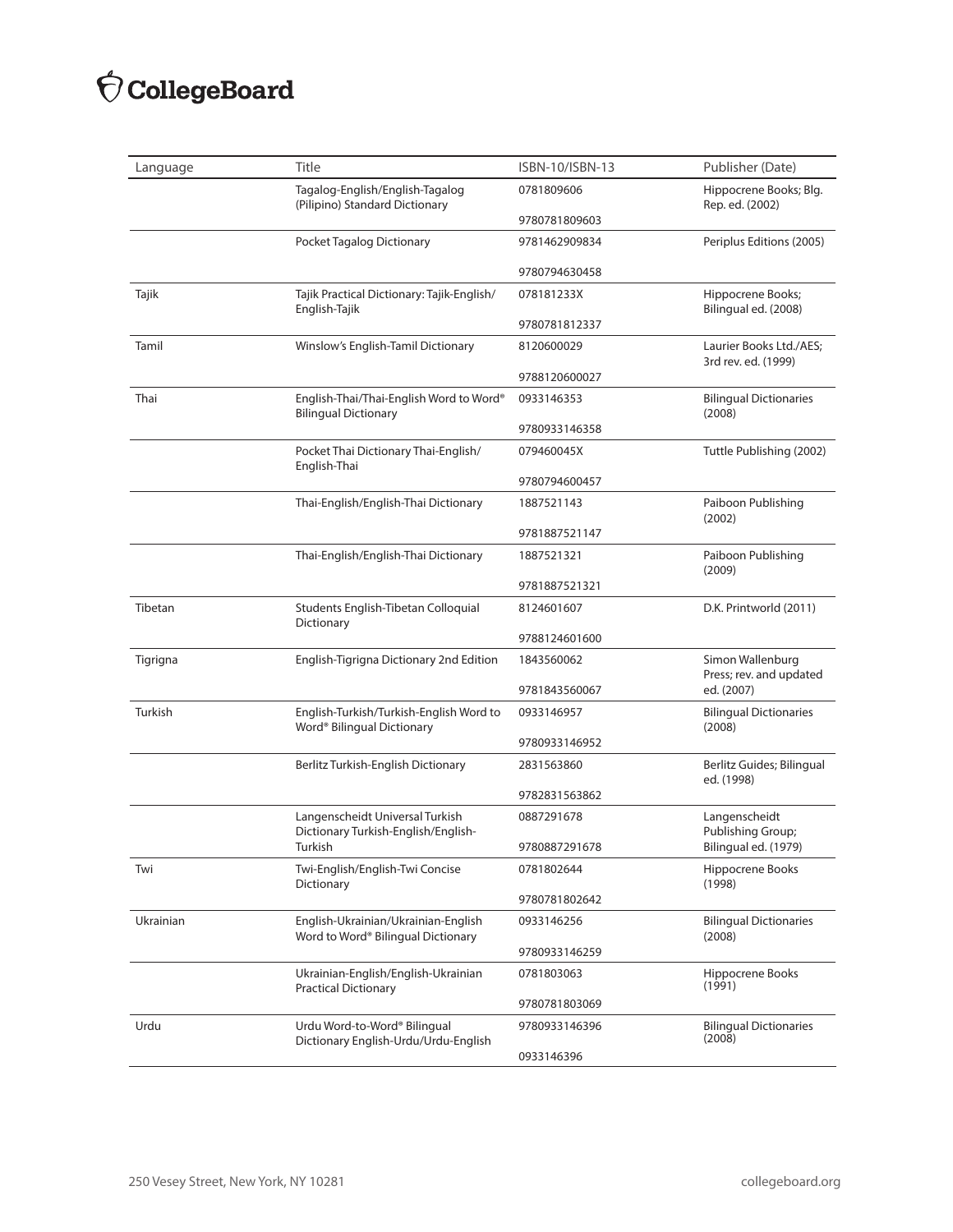| Language | Title | ISBN-10/ISBN-13 | Publisher (Date) |
|---|---|---|---|
| | Tagalog-English/English-Tagalog (Pilipino) Standard Dictionary | 0781809606<br>9780781809603 | Hippocrene Books; Blg. Rep. ed. (2002) |
| | Pocket Tagalog Dictionary | 9781462909834<br>9780794630458 | Periplus Editions (2005) |
| Tajik | Tajik Practical Dictionary: Tajik-English/English-Tajik | 078181233X<br>9780781812337 | Hippocrene Books; Bilingual ed. (2008) |
| Tamil | Winslow's English-Tamil Dictionary | 8120600029<br>9788120600027 | Laurier Books Ltd./AES; 3rd rev. ed. (1999) |
| Thai | English-Thai/Thai-English Word to Word® Bilingual Dictionary | 0933146353<br>9780933146358 | Bilingual Dictionaries (2008) |
| | Pocket Thai Dictionary Thai-English/English-Thai | 079460045X<br>9780794600457 | Tuttle Publishing (2002) |
| | Thai-English/English-Thai Dictionary | 1887521143<br>9781887521147 | Paiboon Publishing (2002) |
| | Thai-English/English-Thai Dictionary | 1887521321<br>9781887521321 | Paiboon Publishing (2009) |
| Tibetan | Students English-Tibetan Colloquial Dictionary | 8124601607<br>9788124601600 | D.K. Printworld (2011) |
| Tigrigna | English-Tigrigna Dictionary 2nd Edition | 1843560062<br>9781843560067 | Simon Wallenburg Press; rev. and updated ed. (2007) |
| Turkish | English-Turkish/Turkish-English Word to Word® Bilingual Dictionary | 0933146957<br>9780933146952 | Bilingual Dictionaries (2008) |
| | Berlitz Turkish-English Dictionary | 2831563860<br>9782831563862 | Berlitz Guides; Bilingual ed. (1998) |
| | Langenscheidt Universal Turkish Dictionary Turkish-English/English-Turkish | 0887291678<br>9780887291678 | Langenscheidt Publishing Group; Bilingual ed. (1979) |
| Twi | Twi-English/English-Twi Concise Dictionary | 0781802644<br>9780781802642 | Hippocrene Books (1998) |
| Ukrainian | English-Ukrainian/Ukrainian-English Word to Word® Bilingual Dictionary | 0933146256<br>9780933146259 | Bilingual Dictionaries (2008) |
| | Ukrainian-English/English-Ukrainian Practical Dictionary | 0781803063<br>9780781803069 | Hippocrene Books (1991) |
| Urdu | Urdu Word-to-Word® Bilingual Dictionary English-Urdu/Urdu-English | 9780933146396<br>0933146396 | Bilingual Dictionaries (2008) |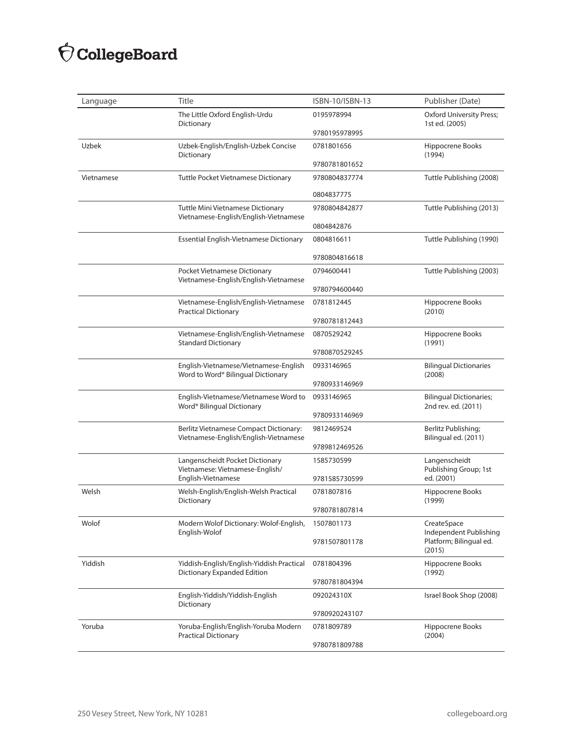| Language | Title | ISBN-10/ISBN-13 | Publisher (Date) |
|---|---|---|---|
| | The Little Oxford English-Urdu Dictionary | 0195978994<br>9780195978995 | Oxford University Press; 1st ed. (2005) |
| Uzbek | Uzbek-English/English-Uzbek Concise Dictionary | 0781801656<br>9780781801652 | Hippocrene Books (1994) |
| Vietnamese | Tuttle Pocket Vietnamese Dictionary | 9780804837774<br>0804837775 | Tuttle Publishing (2008) |
| | Tuttle Mini Vietnamese Dictionary Vietnamese-English/English-Vietnamese | 9780804842877<br>0804842876 | Tuttle Publishing (2013) |
| | Essential English-Vietnamese Dictionary | 0804816611<br>9780804816618 | Tuttle Publishing (1990) |
| | Pocket Vietnamese Dictionary Vietnamese-English/English-Vietnamese | 0794600441<br>9780794600440 | Tuttle Publishing (2003) |
| | Vietnamese-English/English-Vietnamese Practical Dictionary | 0781812445<br>9780781812443 | Hippocrene Books (2010) |
| | Vietnamese-English/English-Vietnamese Standard Dictionary | 0870529242<br>9780870529245 | Hippocrene Books (1991) |
| | English-Vietnamese/Vietnamese-English Word to Word® Bilingual Dictionary | 0933146965<br>9780933146969 | Bilingual Dictionaries (2008) |
| | English-Vietnamese/Vietnamese Word to Word® Bilingual Dictionary | 0933146965<br>9780933146969 | Bilingual Dictionaries; 2nd rev. ed. (2011) |
| | Berlitz Vietnamese Compact Dictionary: Vietnamese-English/English-Vietnamese | 9812469524<br>9789812469526 | Berlitz Publishing; Bilingual ed. (2011) |
| | Langenscheidt Pocket Dictionary Vietnamese: Vietnamese-English/ English-Vietnamese | 1585730599<br>9781585730599 | Langenscheidt Publishing Group; 1st ed. (2001) |
| Welsh | Welsh-English/English-Welsh Practical Dictionary | 0781807816<br>9780781807814 | Hippocrene Books (1999) |
| Wolof | Modern Wolof Dictionary: Wolof-English, English-Wolof | 1507801173<br>9781507801178 | CreateSpace Independent Publishing Platform; Bilingual ed. (2015) |
| Yiddish | Yiddish-English/English-Yiddish Practical Dictionary Expanded Edition | 0781804396<br>9780781804394 | Hippocrene Books (1992) |
| | English-Yiddish/Yiddish-English Dictionary | 092024310X<br>9780920243107 | Israel Book Shop (2008) |
| Yoruba | Yoruba-English/English-Yoruba Modern Practical Dictionary | 0781809789<br>9780781809788 | Hippocrene Books (2004) |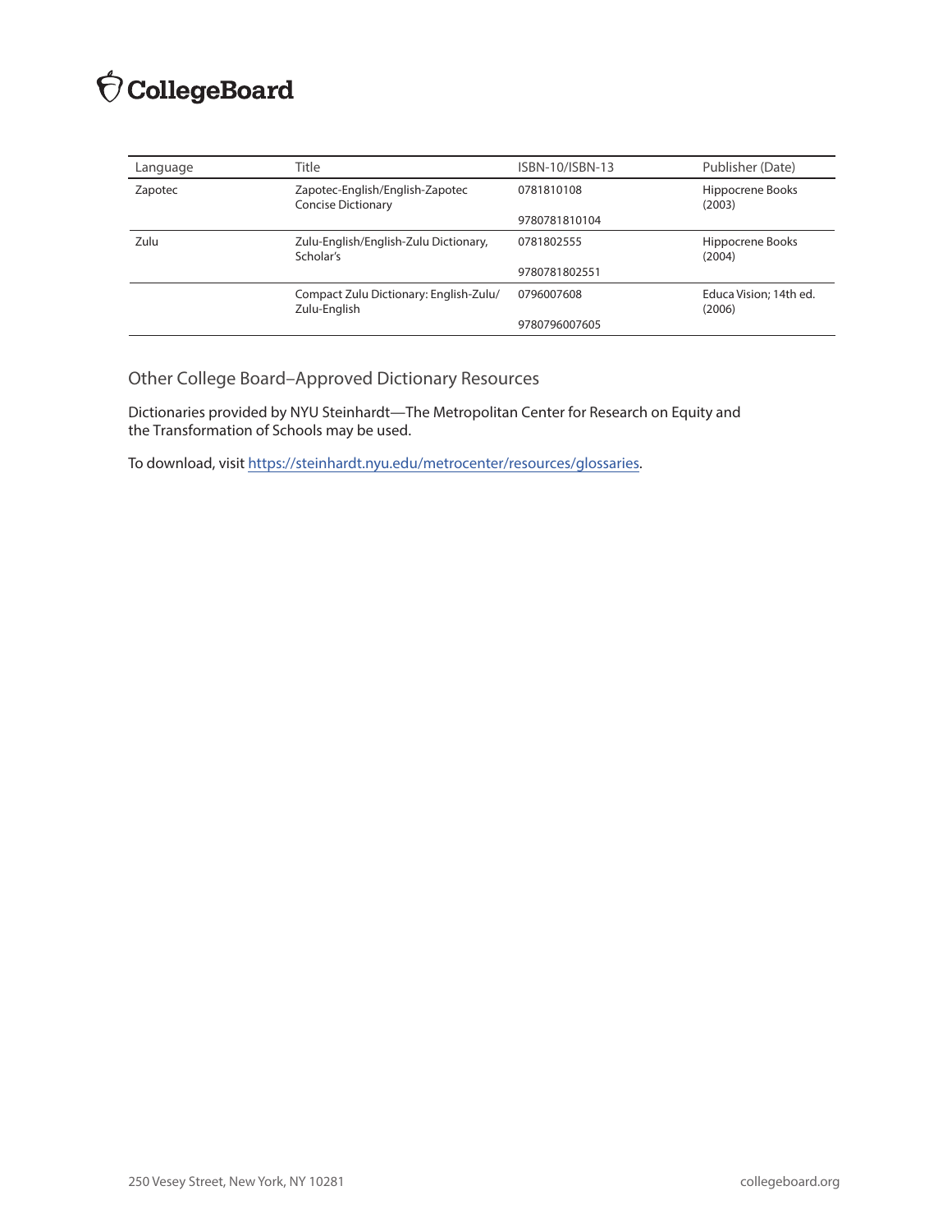| Language | Title | ISBN-10/ISBN-13 | Publisher (Date) |
|---|---|---|---|
| Zapotec | Zapotec-English/English-Zapotec Concise Dictionary | 0781810108<br>9780781810104 | Hippocrene Books (2003) |
| Zulu | Zulu-English/English-Zulu Dictionary, Scholar's | 0781802555<br>9780781802551 | Hippocrene Books (2004) |
| | Compact Zulu Dictionary: English-Zulu/Zulu-English | 0796007608<br>9780796007605 | Educa Vision; 14th ed. (2006) |

## Other College Board–Approved Dictionary Resources

Dictionaries provided by NYU Steinhardt—The Metropolitan Center for Research on Equity and the Transformation of Schools may be used.

To download, visit https://steinhardt.nyu.edu/metrocenter/resources/glossaries.